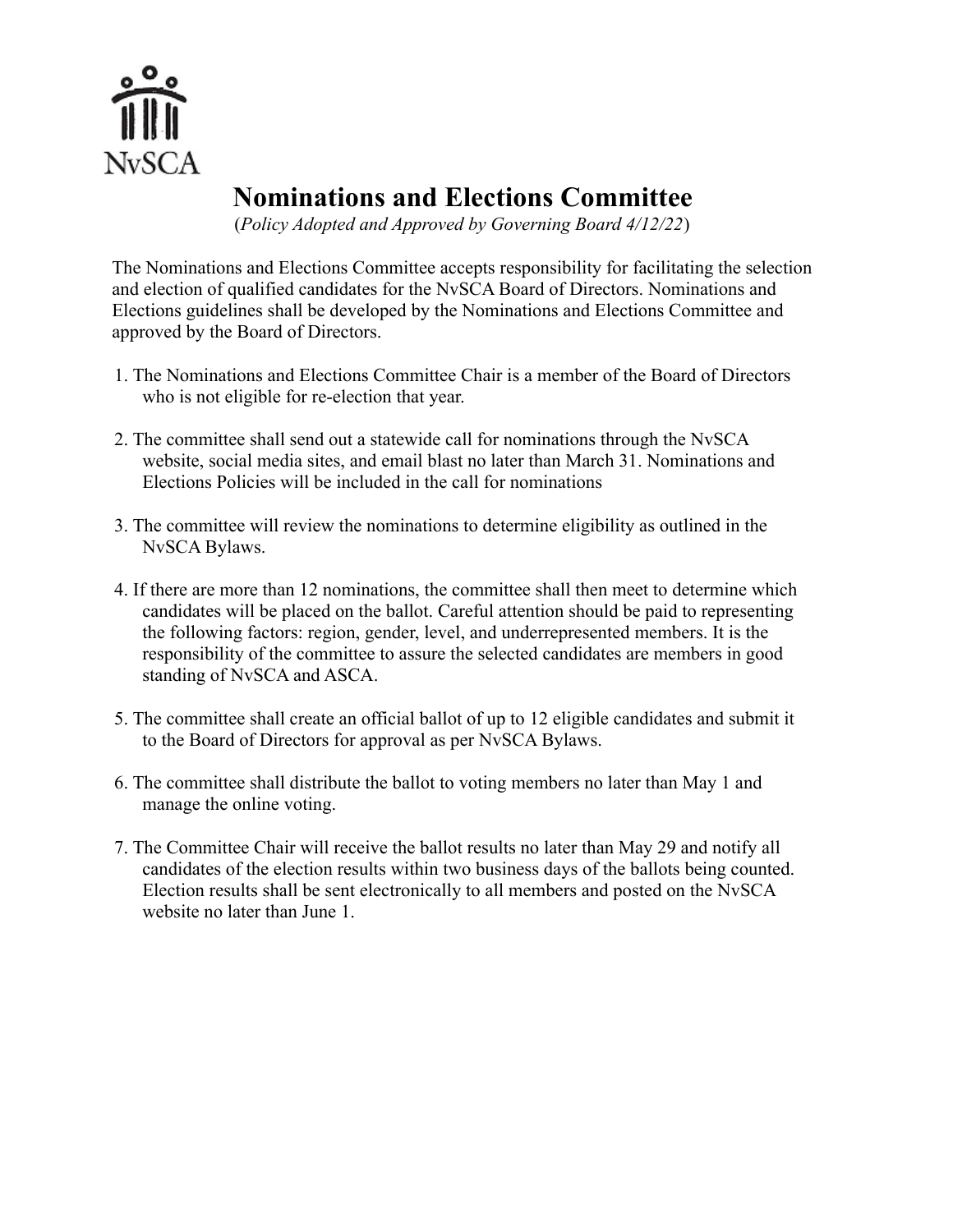NvSCA

# Nominations and Elections Committee

(*Policy Adopted and Approved by Governing Board 4/12/22*)

The Nominations and Elections Committee accepts responsibility for facilitating the selection and election of qualified candidates for the NvSCA Board of Directors. Nominations and Elections guidelines shall be developed by the Nominations and Elections Committee and approved by the Board of Directors.

1. The Nominations and Elections Committee Chair is a member of the Board of Directors who is not eligible for re-election that year.

2. The committee shall send out a statewide call for nominations through the NvSCA website, social media sites, and email blast no later than March 31. Nominations and Elections Policies will be included in the call for nominations

3. The committee will review the nominations to determine eligibility as outlined in the NvSCA Bylaws.

4. If there are more than 12 nominations, the committee shall then meet to determine which candidates will be placed on the ballot. Careful attention should be paid to representing the following factors: region, gender, level, and underrepresented members. It is the responsibility of the committee to assure the selected candidates are members in good standing of NvSCA and ASCA.

5. The committee shall create an official ballot of up to 12 eligible candidates and submit it to the Board of Directors for approval as per NvSCA Bylaws.

6. The committee shall distribute the ballot to voting members no later than May 1 and manage the online voting.

7. The Committee Chair will receive the ballot results no later than May 29 and notify all candidates of the election results within two business days of the ballots being counted. Election results shall be sent electronically to all members and posted on the NvSCA website no later than June 1.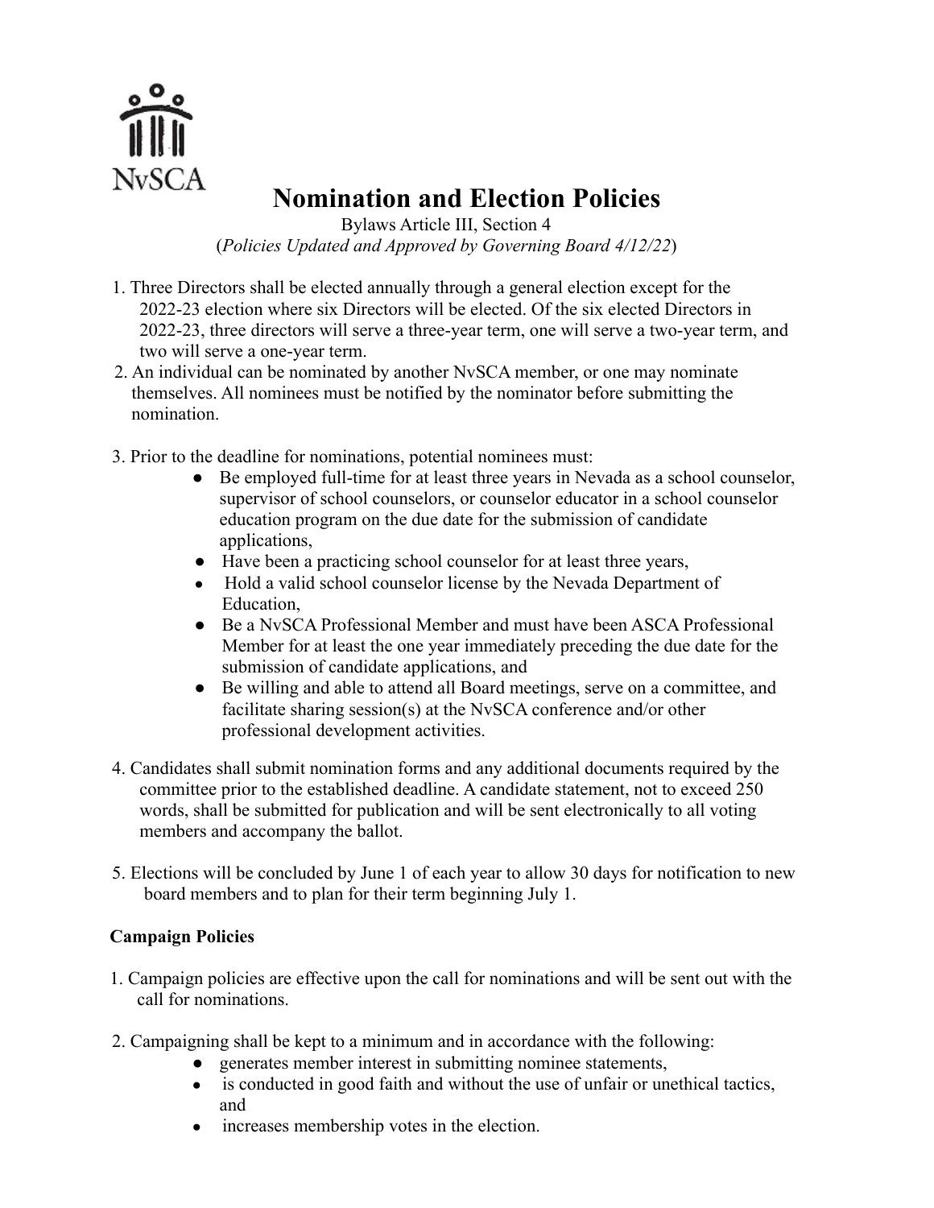NvSCA

# Nomination and Election Policies

Bylaws Article III, Section 4
(*Policies Updated and Approved by Governing Board 4/12/22*)

1. Three Directors shall be elected annually through a general election except for the 2022-23 election where six Directors will be elected. Of the six elected Directors in 2022-23, three directors will serve a three-year term, one will serve a two-year term, and two will serve a one-year term.
2. An individual can be nominated by another NvSCA member, or one may nominate themselves. All nominees must be notified by the nominator before submitting the nomination.
3. Prior to the deadline for nominations, potential nominees must:
   - Be employed full-time for at least three years in Nevada as a school counselor, supervisor of school counselors, or counselor educator in a school counselor education program on the due date for the submission of candidate applications,
   - Have been a practicing school counselor for at least three years,
   - Hold a valid school counselor license by the Nevada Department of Education,
   - Be a NvSCA Professional Member and must have been ASCA Professional Member for at least the one year immediately preceding the due date for the submission of candidate applications, and
   - Be willing and able to attend all Board meetings, serve on a committee, and facilitate sharing session(s) at the NvSCA conference and/or other professional development activities.
4. Candidates shall submit nomination forms and any additional documents required by the committee prior to the established deadline. A candidate statement, not to exceed 250 words, shall be submitted for publication and will be sent electronically to all voting members and accompany the ballot.
5. Elections will be concluded by June 1 of each year to allow 30 days for notification to new board members and to plan for their term beginning July 1.

**Campaign Policies**

1. Campaign policies are effective upon the call for nominations and will be sent out with the call for nominations.
2. Campaigning shall be kept to a minimum and in accordance with the following:
   - generates member interest in submitting nominee statements,
   - is conducted in good faith and without the use of unfair or unethical tactics, and
   - increases membership votes in the election.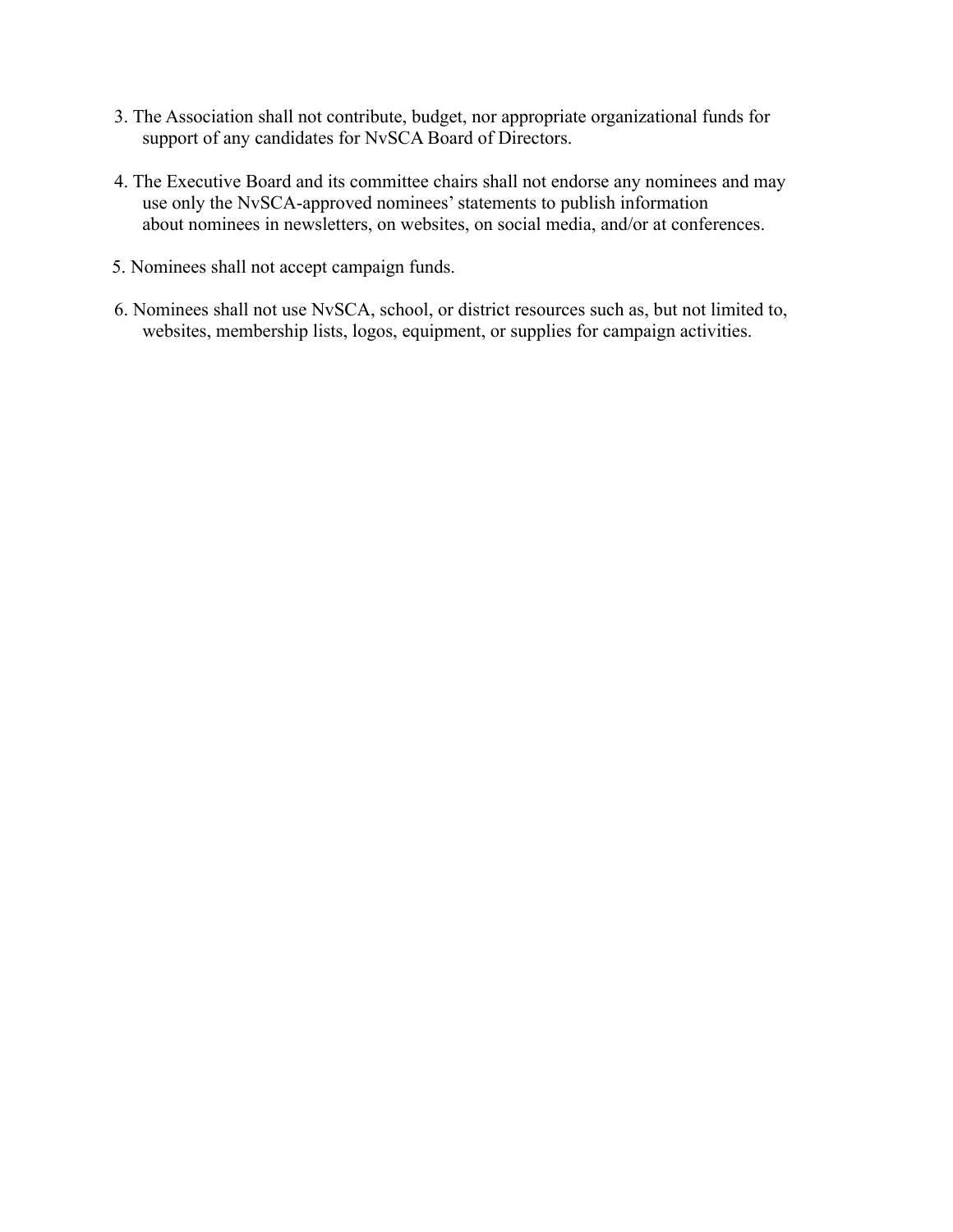3. The Association shall not contribute, budget, nor appropriate organizational funds for support of any candidates for NvSCA Board of Directors.

4. The Executive Board and its committee chairs shall not endorse any nominees and may use only the NvSCA-approved nominees' statements to publish information about nominees in newsletters, on websites, on social media, and/or at conferences.

5. Nominees shall not accept campaign funds.

6. Nominees shall not use NvSCA, school, or district resources such as, but not limited to, websites, membership lists, logos, equipment, or supplies for campaign activities.